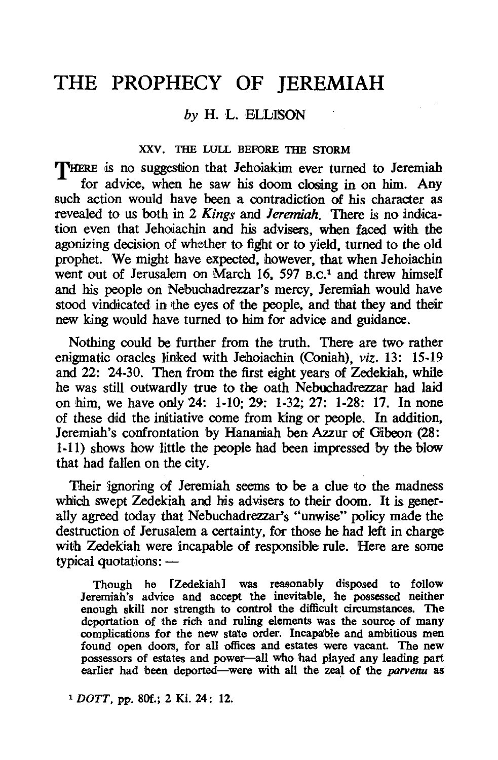# THE PROPHECY OF JEREMIAH

*by* H. L. ELLISON

### XXV. THE LULL BEFORE THE STORM

THERE is no suggestion that Jehoiakim ever turned to Jeremiah for advice, when he saw his doom closing in on him. Any such action would have been a contradiction of his character as revealed to us both in 2 *Kings* and *Jeremiah*. There is no indication even that Jehoiachin and his advisers, when faced with the agonizing decision of whether to fight or to yield, turned to the old prophet. We might have expected, however, that when Jehoiachin went out of Jerusalem on March 16, 597 B.C.[1] and threw himself and his people on Nebuchadrezzar's mercy, Jeremiah would have stood vindicated in the eyes of the people, and that they and their new king would have turned to him for advice and guidance.

Nothing could be further from the truth. There are two rather enigmatic oracles linked with Jehoiachin (Coniah), *viz*. 13: 15-19 and 22: 24-30. Then from the first eight years of Zedekiah, while he was still outwardly true to the oath Nebuchadrezzar had laid on him, we have only 24: 1-10; 29: 1-32; 27: 1-28: 17. In none of these did the initiative come from king or people. In addition, Jeremiah's confrontation by Hananiah ben Azzur of Gibeon (28: 1-11) shows how little the people had been impressed by the blow that had fallen on the city.

Their ignoring of Jeremiah seems to be a clue to the madness which swept Zedekiah and his advisers to their doom. It is generally agreed today that Nebuchadrezzar's "unwise" policy made the destruction of Jerusalem a certainty, for those he had left in charge with Zedekiah were incapable of responsible rule. Here are some typical quotations: —

> Though he [Zedekiah] was reasonably disposed to follow Jeremiah's advice and accept the inevitable, he possessed neither enough skill nor strength to control the difficult circumstances. The deportation of the rich and ruling elements was the source of many complications for the new state order. Incapable and ambitious men found open doors, for all offices and estates were vacant. The new possessors of estates and power—all who had played any leading part earlier had been deported—were with all the zeal of the *parvenu* as

[1] *DOTT*, pp. 80f.; 2 Ki. 24: 12.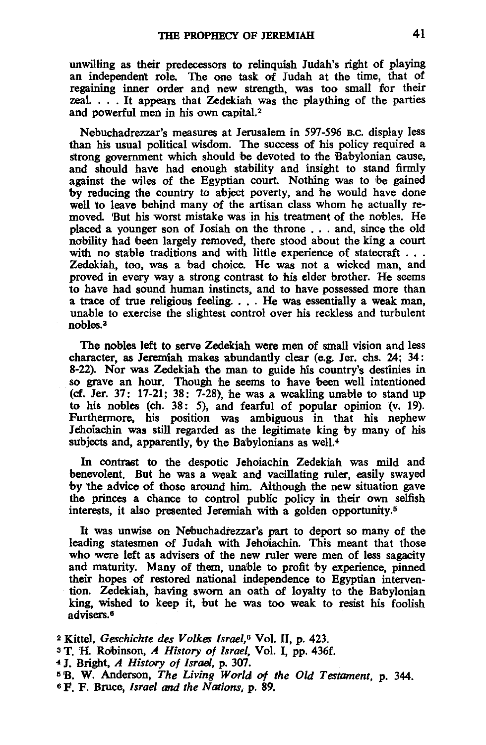unwilling as their predecessors to relinquish Judah's right of playing an independent role. The one task of Judah at the time, that of regaining inner order and new strength, was too small for their zeal. . . . It appears that Zedekiah was the plaything of the parties and powerful men in his own capital.[2]

Nebuchadrezzar's measures at Jerusalem in 597-596 B.C. display less than his usual political wisdom. The success of his policy required a strong government which should be devoted to the Babylonian cause, and should have had enough stability and insight to stand firmly against the wiles of the Egyptian court. Nothing was to be gained by reducing the country to abject poverty, and he would have done well to leave behind many of the artisan class whom he actually removed. But his worst mistake was in his treatment of the nobles. He placed a younger son of Josiah on the throne . . . and, since the old nobility had been largely removed, there stood about the king a court with no stable traditions and with little experience of statecraft . . . Zedekiah, too, was a bad choice. He was not a wicked man, and proved in every way a strong contrast to his elder brother. He seems to have had sound human instincts, and to have possessed more than a trace of true religious feeling. . . . He was essentially a weak man, unable to exercise the slightest control over his reckless and turbulent nobles.[3]

The nobles left to serve Zedekiah were men of small vision and less character, as Jeremiah makes abundantly clear (e.g. Jer. chs. 24; 34: 8-22). Nor was Zedekiah the man to guide his country's destinies in so grave an hour. Though he seems to have been well intentioned (cf. Jer. 37: 17-21; 38: 7-28), he was a weakling unable to stand up to his nobles (ch. 38: 5), and fearful of popular opinion (v. 19). Furthermore, his position was ambiguous in that his nephew Jehoiachin was still regarded as the legitimate king by many of his subjects and, apparently, by the Babylonians as well.[4]

In contrast to the despotic Jehoiachin Zedekiah was mild and benevolent. But he was a weak and vacillating ruler, easily swayed by the advice of those around him. Although the new situation gave the princes a chance to control public policy in their own selfish interests, it also presented Jeremiah with a golden opportunity.[5]

It was unwise on Nebuchadrezzar's part to deport so many of the leading statesmen of Judah with Jehoiachin. This meant that those who were left as advisers of the new ruler were men of less sagacity and maturity. Many of them, unable to profit by experience, pinned their hopes of restored national independence to Egyptian intervention. Zedekiah, having sworn an oath of loyalty to the Babylonian king, wished to keep it, but he was too weak to resist his foolish advisers.[6]

[2] Kittel, *Geschichte des Volkes Israel*,[6] Vol. II, p. 423.

[3] T. H. Robinson, *A History of Israel*, Vol. I, pp. 436f.

[4] J. Bright, *A History of Israel*, p. 307.

[5] B. W. Anderson, *The Living World of the Old Testament*, p. 344.

[6] F. F. Bruce, *Israel and the Nations*, p. 89.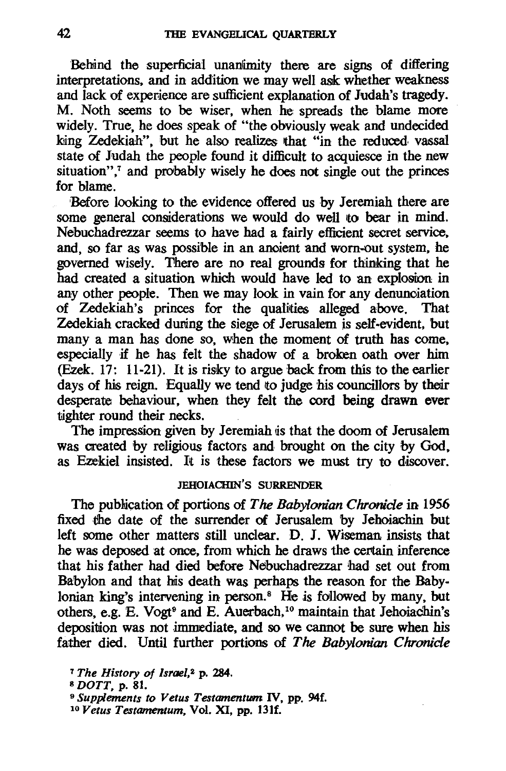Behind the superficial unanimity there are signs of differing interpretations, and in addition we may well ask whether weakness and lack of experience are sufficient explanation of Judah's tragedy. M. Noth seems to be wiser, when he spreads the blame more widely. True, he does speak of "the obviously weak and undecided king Zedekiah", but he also realizes that "in the reduced vassal state of Judah the people found it difficult to acquiesce in the new situation",[7] and probably wisely he does not single out the princes for blame.

Before looking to the evidence offered us by Jeremiah there are some general considerations we would do well to bear in mind. Nebuchadrezzar seems to have had a fairly efficient secret service, and, so far as was possible in an ancient and worn-out system, he governed wisely. There are no real grounds for thinking that he had created a situation which would have led to an explosion in any other people. Then we may look in vain for any denunciation of Zedekiah's princes for the qualities alleged above. That Zedekiah cracked during the siege of Jerusalem is self-evident, but many a man has done so, when the moment of truth has come, especially if he has felt the shadow of a broken oath over him (Ezek. 17: 11-21). It is risky to argue back from this to the earlier days of his reign. Equally we tend to judge his councillors by their desperate behaviour, when they felt the cord being drawn ever tighter round their necks.

The impression given by Jeremiah is that the doom of Jerusalem was created by religious factors and brought on the city by God, as Ezekiel insisted. It is these factors we must try to discover.

### JEHOIACHIN'S SURRENDER

The publication of portions of *The Babylonian Chronicle* in 1956 fixed the date of the surrender of Jerusalem by Jehoiachin but left some other matters still unclear. D. J. Wiseman insists that he was deposed at once, from which he draws the certain inference that his father had died before Nebuchadrezzar had set out from Babylon and that his death was perhaps the reason for the Babylonian king's intervening in person.[8] He is followed by many, but others, e.g. E. Vogt[9] and E. Auerbach,[10] maintain that Jehoiachin's deposition was not immediate, and so we cannot be sure when his father died. Until further portions of *The Babylonian Chronicle*

[7] *The History of Israel*,[2] p. 284.

[8] *DOTT*, p. 81.

[9] *Supplements to Vetus Testamentum* IV, pp. 94f.

[10] *Vetus Testamentum*, Vol. XI, pp. 131f.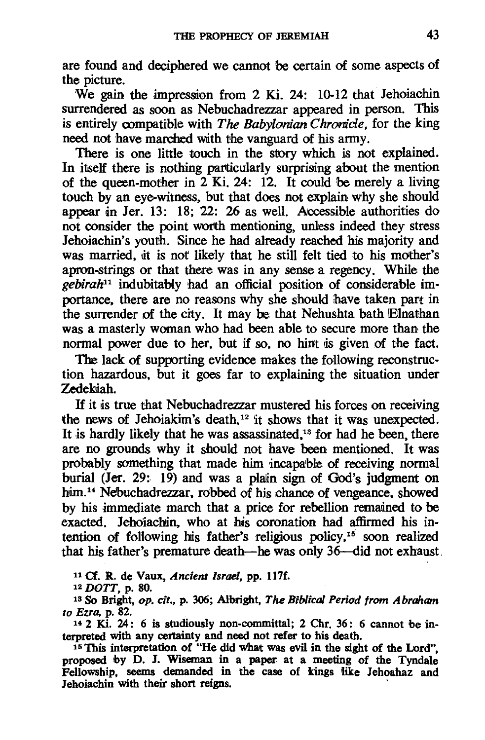are found and deciphered we cannot be certain of some aspects of the picture.

We gain the impression from 2 Ki. 24: 10-12 that Jehoiachin surrendered as soon as Nebuchadrezzar appeared in person. This is entirely compatible with *The Babylonian Chronicle*, for the king need not have marched with the vanguard of his army.

There is one little touch in the story which is not explained. In itself there is nothing particularly surprising about the mention of the queen-mother in 2 Ki. 24: 12. It could be merely a living touch by an eye-witness, but that does not explain why she should appear in Jer. 13: 18; 22: 26 as well. Accessible authorities do not consider the point worth mentioning, unless indeed they stress Jehoiachin's youth. Since he had already reached his majority and was married, it is not likely that he still felt tied to his mother's apron-strings or that there was in any sense a regency. While the *gebirah*[11] indubitably had an official position of considerable importance, there are no reasons why she should have taken part in the surrender of the city. It may be that Nehushta bath Elnathan was a masterly woman who had been able to secure more than the normal power due to her, but if so, no hint is given of the fact.

The lack of supporting evidence makes the following reconstruction hazardous, but it goes far to explaining the situation under Zedekiah.

If it is true that Nebuchadrezzar mustered his forces on receiving the news of Jehoiakim's death,[12] it shows that it was unexpected. It is hardly likely that he was assassinated,[13] for had he been, there are no grounds why it should not have been mentioned. It was probably something that made him incapable of receiving normal burial (Jer. 29: 19) and was a plain sign of God's judgment on him.[14] Nebuchadrezzar, robbed of his chance of vengeance, showed by his immediate march that a price for rebellion remained to be exacted. Jehoiachin, who at his coronation had affirmed his intention of following his father's religious policy,[15] soon realized that his father's premature death—he was only 36—did not exhaust

[11] Cf. R. de Vaux, *Ancient Israel*, pp. 117f.

[12] *DOTT*, p. 80.

[13] So Bright, *op. cit.*, p. 306; Albright, *The Biblical Period from Abraham to Ezra*, p. 82.

[14] 2 Ki. 24: 6 is studiously non-committal; 2 Chr. 36: 6 cannot be interpreted with any certainty and need not refer to his death.

[15] This interpretation of "He did what was evil in the sight of the Lord", proposed by D. J. Wiseman in a paper at a meeting of the Tyndale Fellowship, seems demanded in the case of kings like Jehoahaz and Jehoiachin with their short reigns.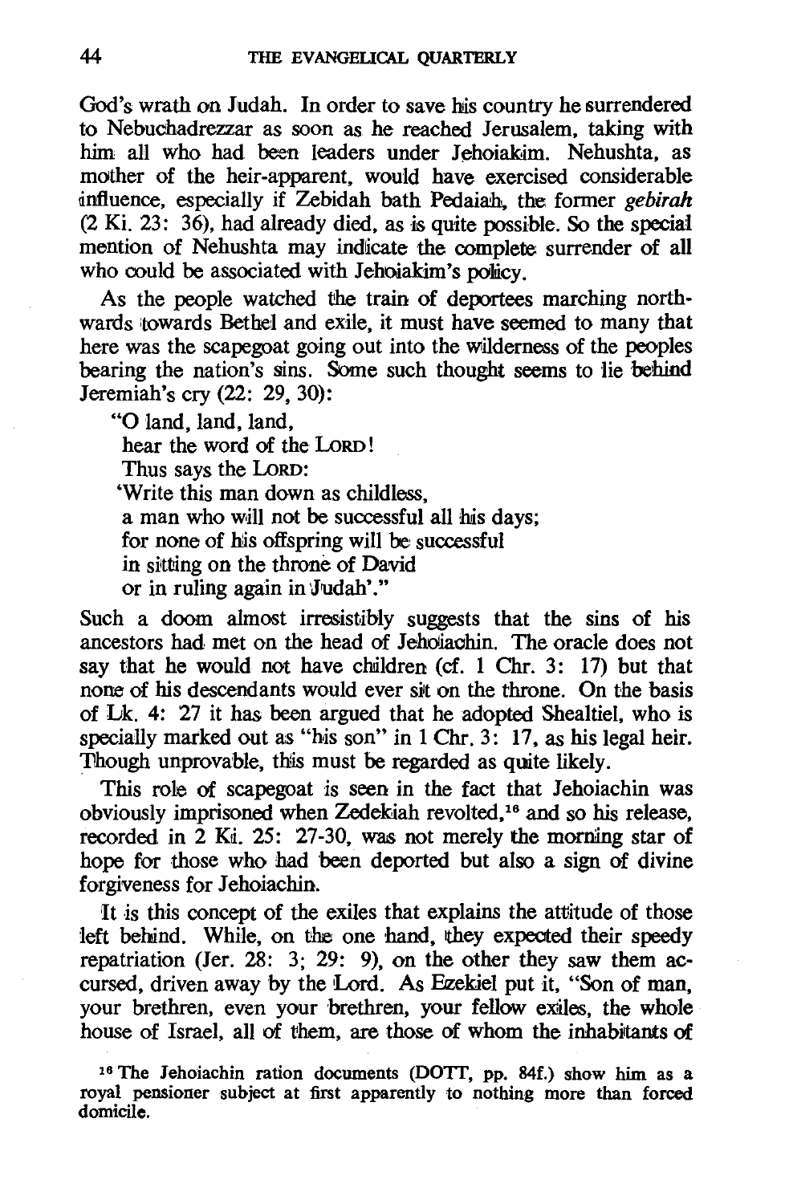God's wrath on Judah. In order to save his country he surrendered to Nebuchadrezzar as soon as he reached Jerusalem, taking with him all who had been leaders under Jehoiakim. Nehushta, as mother of the heir-apparent, would have exercised considerable influence, especially if Zebidah bath Pedaiah, the former *gebirah* (2 Ki. 23: 36), had already died, as is quite possible. So the special mention of Nehushta may indicate the complete surrender of all who could be associated with Jehoiakim's policy.

As the people watched the train of deportees marching northwards towards Bethel and exile, it must have seemed to many that here was the scapegoat going out into the wilderness of the peoples bearing the nation's sins. Some such thought seems to lie behind Jeremiah's cry (22: 29, 30):

> "O land, land, land,
> hear the word of the LORD!
> Thus says the LORD:
> 'Write this man down as childless,
> a man who will not be successful all his days;
> for none of his offspring will be successful
> in sitting on the throne of David
> or in ruling again in Judah'."

Such a doom almost irresistibly suggests that the sins of his ancestors had met on the head of Jehoiachin. The oracle does not say that he would not have children (cf. 1 Chr. 3: 17) but that none of his descendants would ever sit on the throne. On the basis of Lk. 4: 27 it has been argued that he adopted Shealtiel, who is specially marked out as "his son" in 1 Chr. 3: 17, as his legal heir. Though unprovable, this must be regarded as quite likely.

This role of scapegoat is seen in the fact that Jehoiachin was obviously imprisoned when Zedekiah revolted,[16] and so his release, recorded in 2 Ki. 25: 27-30, was not merely the morning star of hope for those who had been deported but also a sign of divine forgiveness for Jehoiachin.

It is this concept of the exiles that explains the attitude of those left behind. While, on the one hand, they expected their speedy repatriation (Jer. 28: 3; 29: 9), on the other they saw them accursed, driven away by the Lord. As Ezekiel put it, "Son of man, your brethren, even your brethren, your fellow exiles, the whole house of Israel, all of them, are those of whom the inhabitants of

[16] The Jehoiachin ration documents (DOTT, pp. 84f.) show him as a royal pensioner subject at first apparently to nothing more than forced domicile.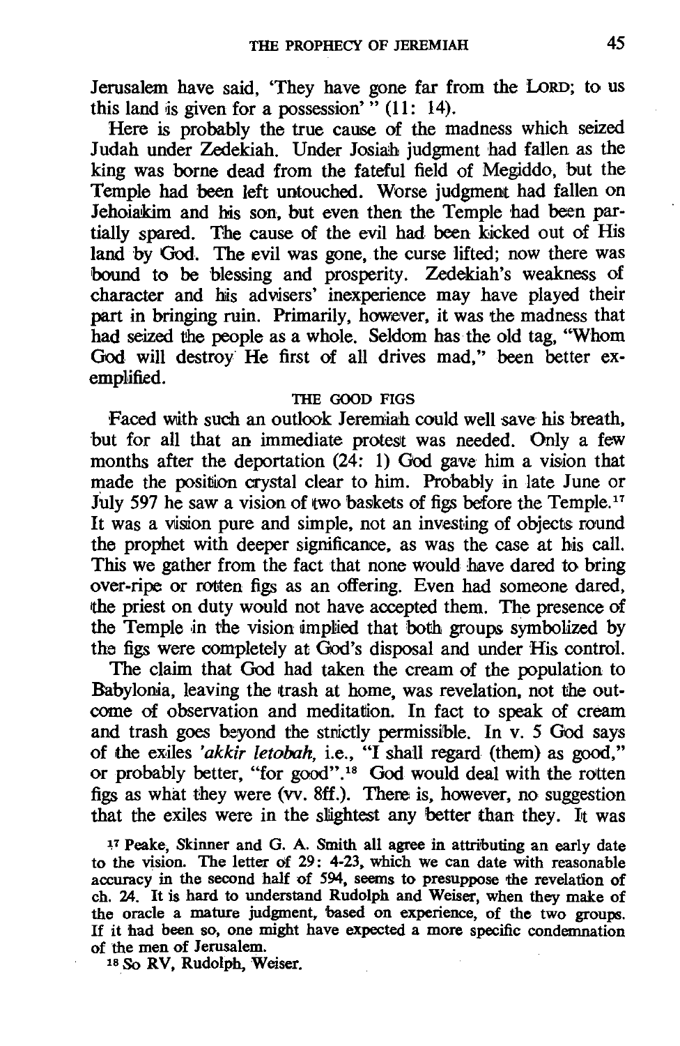Jerusalem have said, 'They have gone far from the LORD; to us this land is given for a possession' " (11: 14).

Here is probably the true cause of the madness which seized Judah under Zedekiah. Under Josiah judgment had fallen as the king was borne dead from the fateful field of Megiddo, but the Temple had been left untouched. Worse judgment had fallen on Jehoiakim and his son, but even then the Temple had been partially spared. The cause of the evil had been kicked out of His land by God. The evil was gone, the curse lifted; now there was bound to be blessing and prosperity. Zedekiah's weakness of character and his advisers' inexperience may have played their part in bringing ruin. Primarily, however, it was the madness that had seized the people as a whole. Seldom has the old tag, "Whom God will destroy He first of all drives mad," been better exemplified.

### THE GOOD FIGS

Faced with such an outlook Jeremiah could well save his breath, but for all that an immediate protest was needed. Only a few months after the deportation (24: 1) God gave him a vision that made the position crystal clear to him. Probably in late June or July 597 he saw a vision of two baskets of figs before the Temple.[17] It was a vision pure and simple, not an investing of objects round the prophet with deeper significance, as was the case at his call. This we gather from the fact that none would have dared to bring over-ripe or rotten figs as an offering. Even had someone dared, the priest on duty would not have accepted them. The presence of the Temple in the vision implied that both groups symbolized by the figs were completely at God's disposal and under His control.

The claim that God had taken the cream of the population to Babylonia, leaving the trash at home, was revelation, not the outcome of observation and meditation. In fact to speak of cream and trash goes beyond the strictly permissible. In v. 5 God says of the exiles *'akkir letobah*, i.e., "I shall regard (them) as good," or probably better, "for good".[18] God would deal with the rotten figs as what they were (vv. 8ff.). There is, however, no suggestion that the exiles were in the slightest any better than they. It was

[17] Peake, Skinner and G. A. Smith all agree in attributing an early date to the vision. The letter of 29: 4-23, which we can date with reasonable accuracy in the second half of 594, seems to presuppose the revelation of ch. 24. It is hard to understand Rudolph and Weiser, when they make of the oracle a mature judgment, based on experience, of the two groups. If it had been so, one might have expected a more specific condemnation of the men of Jerusalem.

[18] So RV, Rudolph, Weiser.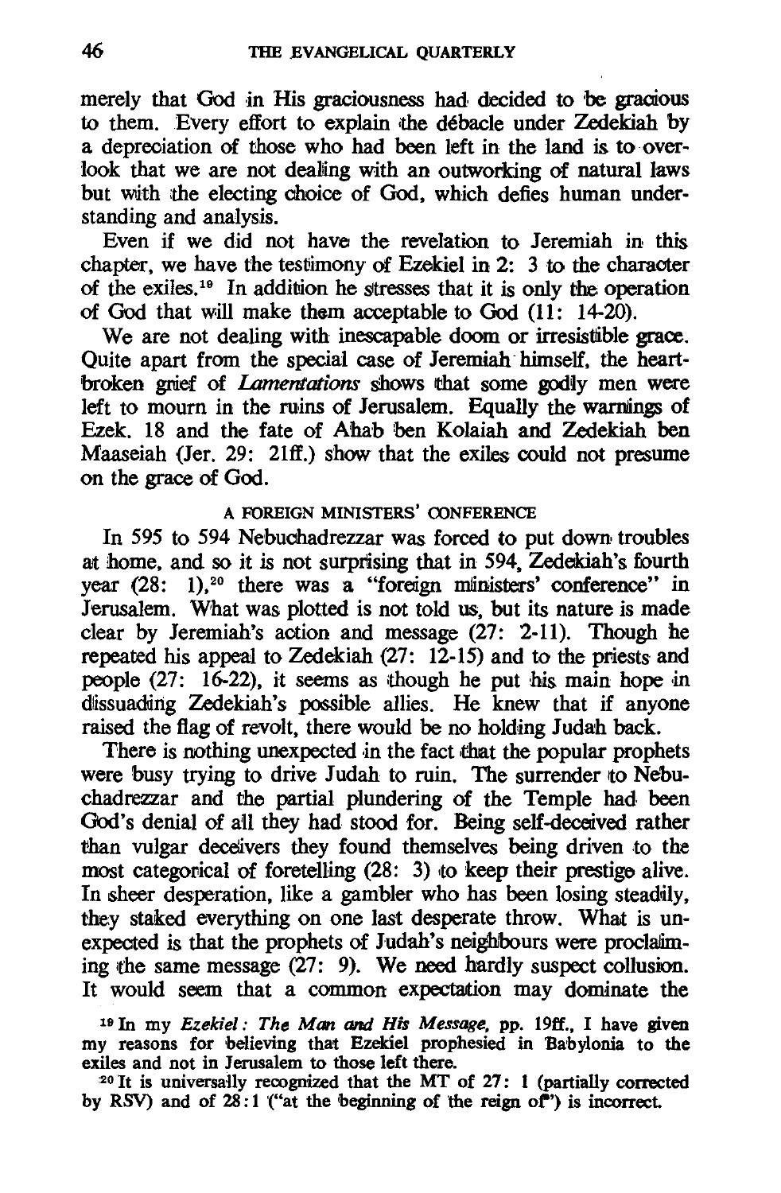merely that God in His graciousness had decided to be gracious to them. Every effort to explain the débacle under Zedekiah by a depreciation of those who had been left in the land is to overlook that we are not dealing with an outworking of natural laws but with the electing choice of God, which defies human understanding and analysis.

Even if we did not have the revelation to Jeremiah in this chapter, we have the testimony of Ezekiel in 2: 3 to the character of the exiles.[19] In addition he stresses that it is only the operation of God that will make them acceptable to God (11: 14-20).

We are not dealing with inescapable doom or irresistible grace. Quite apart from the special case of Jeremiah himself, the heartbroken grief of *Lamentations* shows that some godly men were left to mourn in the ruins of Jerusalem. Equally the warnings of Ezek. 18 and the fate of Ahab ben Kolaiah and Zedekiah ben Maaseiah (Jer. 29: 21ff.) show that the exiles could not presume on the grace of God.

### A FOREIGN MINISTERS' CONFERENCE

In 595 to 594 Nebuchadrezzar was forced to put down troubles at home, and so it is not surprising that in 594, Zedekiah's fourth year (28: 1),[20] there was a "foreign ministers' conference" in Jerusalem. What was plotted is not told us, but its nature is made clear by Jeremiah's action and message (27: 2-11). Though he repeated his appeal to Zedekiah (27: 12-15) and to the priests and people (27: 16-22), it seems as though he put his main hope in dissuading Zedekiah's possible allies. He knew that if anyone raised the flag of revolt, there would be no holding Judah back.

There is nothing unexpected in the fact that the popular prophets were busy trying to drive Judah to ruin. The surrender to Nebuchadrezzar and the partial plundering of the Temple had been God's denial of all they had stood for. Being self-deceived rather than vulgar deceivers they found themselves being driven to the most categorical of foretelling (28: 3) to keep their prestige alive. In sheer desperation, like a gambler who has been losing steadily, they staked everything on one last desperate throw. What is unexpected is that the prophets of Judah's neighbours were proclaiming the same message (27: 9). We need hardly suspect collusion. It would seem that a common expectation may dominate the

[19] In my *Ezekiel: The Man and His Message*, pp. 19ff., I have given my reasons for believing that Ezekiel prophesied in Babylonia to the exiles and not in Jerusalem to those left there.

[20] It is universally recognized that the MT of 27: 1 (partially corrected by RSV) and of 28:1 ("at the beginning of the reign of") is incorrect.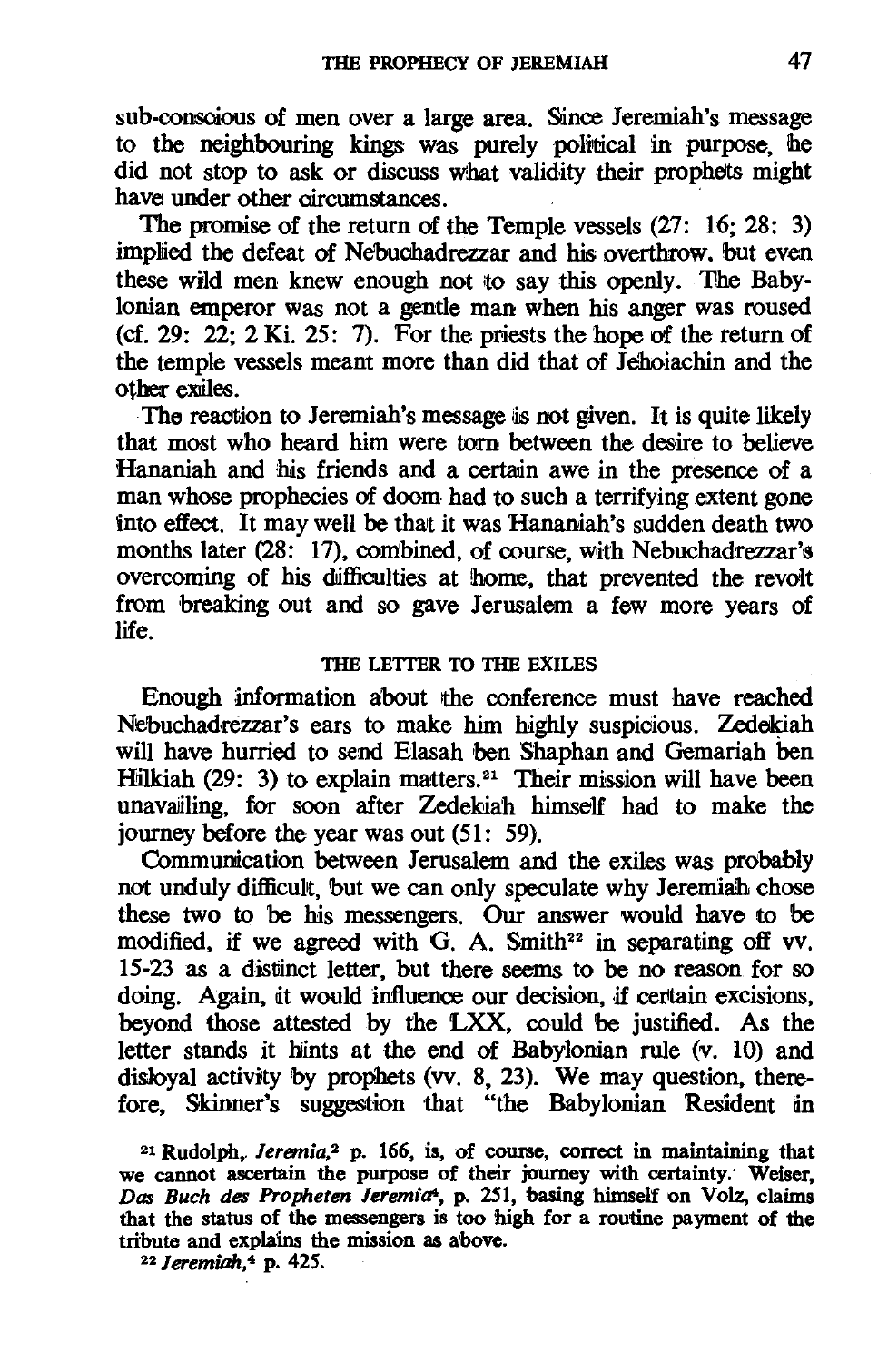sub-conscious of men over a large area. Since Jeremiah's message to the neighbouring kings was purely political in purpose, he did not stop to ask or discuss what validity their prophets might have under other circumstances.

The promise of the return of the Temple vessels (27: 16; 28: 3) implied the defeat of Nebuchadrezzar and his overthrow, but even these wild men knew enough not to say this openly. The Babylonian emperor was not a gentle man when his anger was roused (cf. 29: 22; 2 Ki. 25: 7). For the priests the hope of the return of the temple vessels meant more than did that of Jehoiachin and the other exiles.

The reaction to Jeremiah's message is not given. It is quite likely that most who heard him were torn between the desire to believe Hananiah and his friends and a certain awe in the presence of a man whose prophecies of doom had to such a terrifying extent gone into effect. It may well be that it was Hananiah's sudden death two months later (28: 17), combined, of course, with Nebuchadrezzar's overcoming of his difficulties at home, that prevented the revolt from breaking out and so gave Jerusalem a few more years of life.

## THE LETTER TO THE EXILES

Enough information about the conference must have reached Nebuchadrezzar's ears to make him highly suspicious. Zedekiah will have hurried to send Elasah ben Shaphan and Gemariah ben Hilkiah (29: 3) to explain matters.[21] Their mission will have been unavailing, for soon after Zedekiah himself had to make the journey before the year was out (51: 59).

Communication between Jerusalem and the exiles was probably not unduly difficult, but we can only speculate why Jeremiah chose these two to be his messengers. Our answer would have to be modified, if we agreed with G. A. Smith[22] in separating off vv. 15-23 as a distinct letter, but there seems to be no reason for so doing. Again, it would influence our decision, if certain excisions, beyond those attested by the LXX, could be justified. As the letter stands it hints at the end of Babylonian rule (v. 10) and disloyal activity by prophets (vv. 8, 23). We may question, therefore, Skinner's suggestion that "the Babylonian Resident in

[21] Rudolph, *Jeremia*,[2] p. 166, is, of course, correct in maintaining that we cannot ascertain the purpose of their journey with certainty. Weiser, *Das Buch des Propheten Jeremia*[4], p. 251, basing himself on Volz, claims that the status of the messengers is too high for a routine payment of the tribute and explains the mission as above.

[22] *Jeremiah*,[4] p. 425.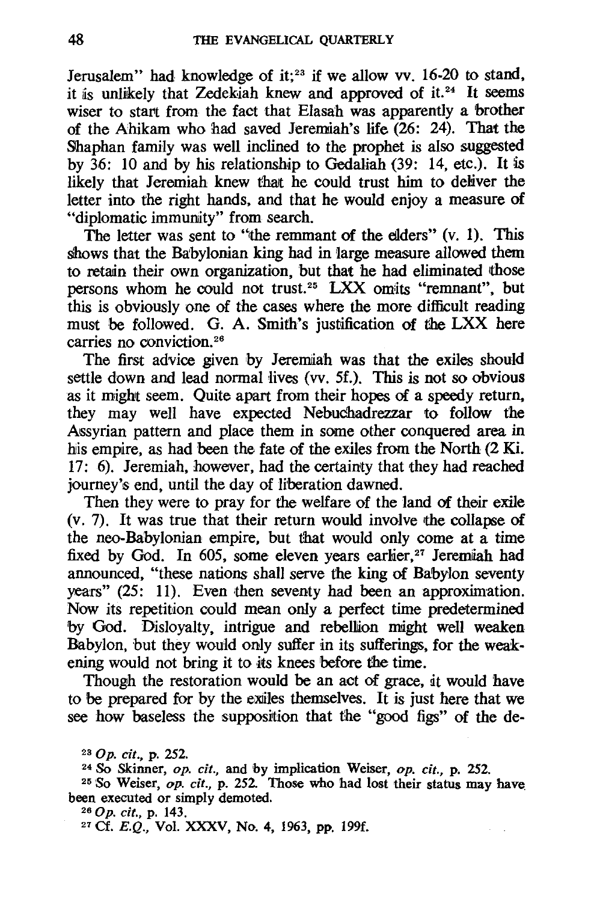Jerusalem" had knowledge of it;[23] if we allow vv. 16-20 to stand, it is unlikely that Zedekiah knew and approved of it.[24] It seems wiser to start from the fact that Elasah was apparently a brother of the Ahikam who had saved Jeremiah's life (26: 24). That the Shaphan family was well inclined to the prophet is also suggested by 36: 10 and by his relationship to Gedaliah (39: 14, etc.). It is likely that Jeremiah knew that he could trust him to deliver the letter into the right hands, and that he would enjoy a measure of "diplomatic immunity" from search.

The letter was sent to "the remmant of the elders" (v. 1). This shows that the Babylonian king had in large measure allowed them to retain their own organization, but that he had eliminated those persons whom he could not trust.[25] LXX omits "remnant", but this is obviously one of the cases where the more difficult reading must be followed. G. A. Smith's justification of the LXX here carries no conviction.[26]

The first advice given by Jeremiah was that the exiles should settle down and lead normal lives (vv. 5f.). This is not so obvious as it might seem. Quite apart from their hopes of a speedy return, they may well have expected Nebuchadrezzar to follow the Assyrian pattern and place them in some other conquered area in his empire, as had been the fate of the exiles from the North (2 Ki. 17: 6). Jeremiah, however, had the certainty that they had reached journey's end, until the day of liberation dawned.

Then they were to pray for the welfare of the land of their exile (v. 7). It was true that their return would involve the collapse of the neo-Babylonian empire, but that would only come at a time fixed by God. In 605, some eleven years earlier,[27] Jeremiah had announced, "these nations shall serve the king of Babylon seventy years" (25: 11). Even then seventy had been an approximation. Now its repetition could mean only a perfect time predetermined by God. Disloyalty, intrigue and rebellion might well weaken Babylon, but they would only suffer in its sufferings, for the weakening would not bring it to its knees before the time.

Though the restoration would be an act of grace, it would have to be prepared for by the exiles themselves. It is just here that we see how baseless the supposition that the "good figs" of the de-

[23] *Op. cit.*, p. 252.

[24] So Skinner, *op. cit.*, and by implication Weiser, *op. cit.*, p. 252.

[25] So Weiser, *op. cit.*, p. 252. Those who had lost their status may have been executed or simply demoted.

[26] *Op. cit.*, p. 143.

[27] Cf. *E.Q.*, Vol. XXXV, No. 4, 1963, pp. 199f.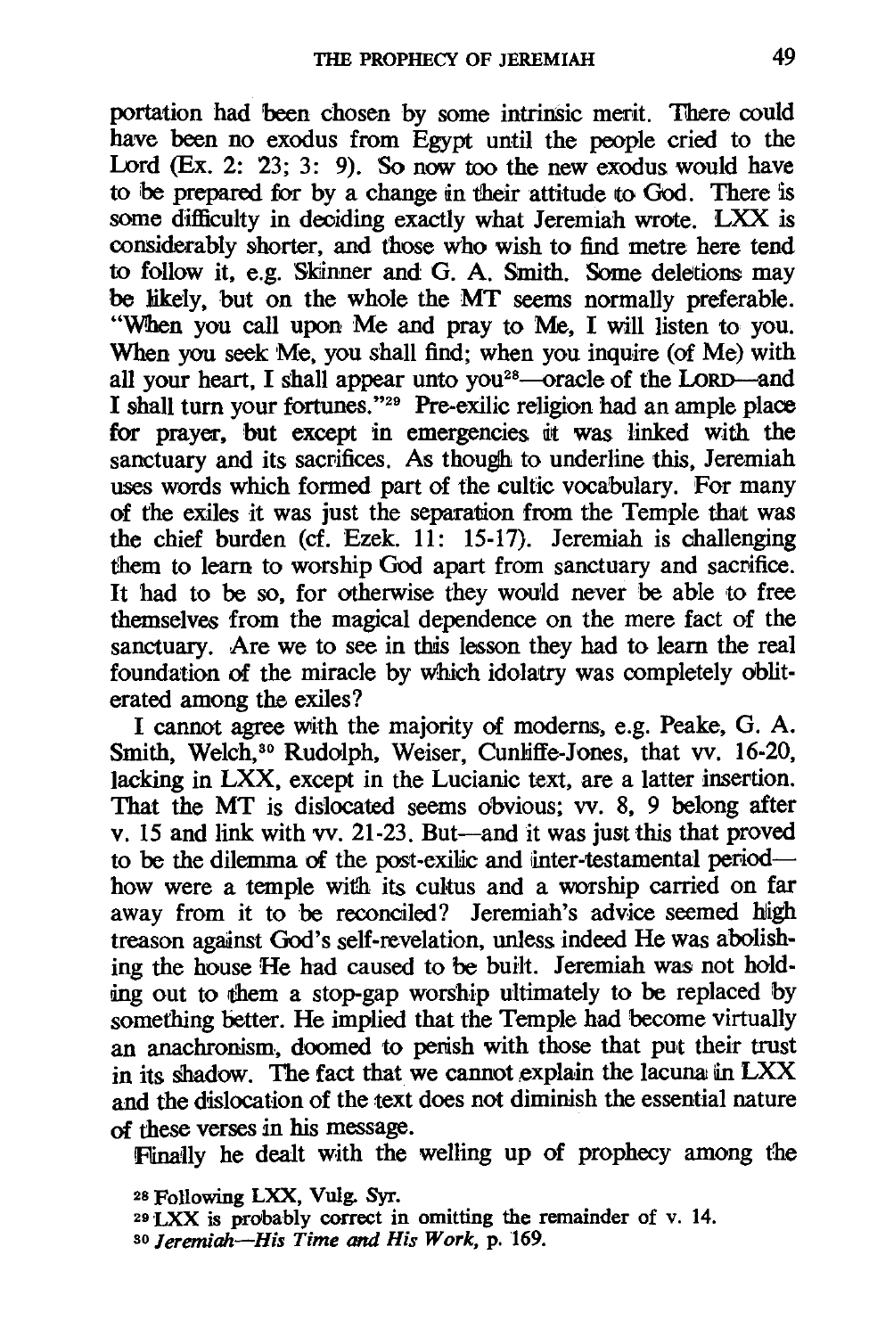portation had been chosen by some intrinsic merit. There could have been no exodus from Egypt until the people cried to the Lord (Ex. 2: 23; 3: 9). So now too the new exodus would have to be prepared for by a change in their attitude to God. There is some difficulty in deciding exactly what Jeremiah wrote. LXX is considerably shorter, and those who wish to find metre here tend to follow it, e.g. Skinner and G. A. Smith. Some deletions may be likely, but on the whole the MT seems normally preferable. "When you call upon Me and pray to Me, I will listen to you. When you seek Me, you shall find; when you inquire (of Me) with all your heart, I shall appear unto you[28]—oracle of the LORD—and I shall turn your fortunes."[29] Pre-exilic religion had an ample place for prayer, but except in emergencies it was linked with the sanctuary and its sacrifices. As though to underline this, Jeremiah uses words which formed part of the cultic vocabulary. For many of the exiles it was just the separation from the Temple that was the chief burden (cf. Ezek. 11: 15-17). Jeremiah is challenging them to learn to worship God apart from sanctuary and sacrifice. It had to be so, for otherwise they would never be able to free themselves from the magical dependence on the mere fact of the sanctuary. Are we to see in this lesson they had to learn the real foundation of the miracle by which idolatry was completely obliterated among the exiles?

I cannot agree with the majority of moderns, e.g. Peake, G. A. Smith, Welch,[30] Rudolph, Weiser, Cunliffe-Jones, that vv. 16-20, lacking in LXX, except in the Lucianic text, are a latter insertion. That the MT is dislocated seems obvious; vv. 8, 9 belong after v. 15 and link with vv. 21-23. But—and it was just this that proved to be the dilemma of the post-exilic and inter-testamental period—how were a temple with its cultus and a worship carried on far away from it to be reconciled? Jeremiah's advice seemed high treason against God's self-revelation, unless indeed He was abolishing the house He had caused to be built. Jeremiah was not holding out to them a stop-gap worship ultimately to be replaced by something better. He implied that the Temple had become virtually an anachronism, doomed to perish with those that put their trust in its shadow. The fact that we cannot explain the lacuna in LXX and the dislocation of the text does not diminish the essential nature of these verses in his message.

Finally he dealt with the welling up of prophecy among the

[28] Following LXX, Vulg. Syr.

[29] LXX is probably correct in omitting the remainder of v. 14.

[30] *Jeremiah—His Time and His Work*, p. 169.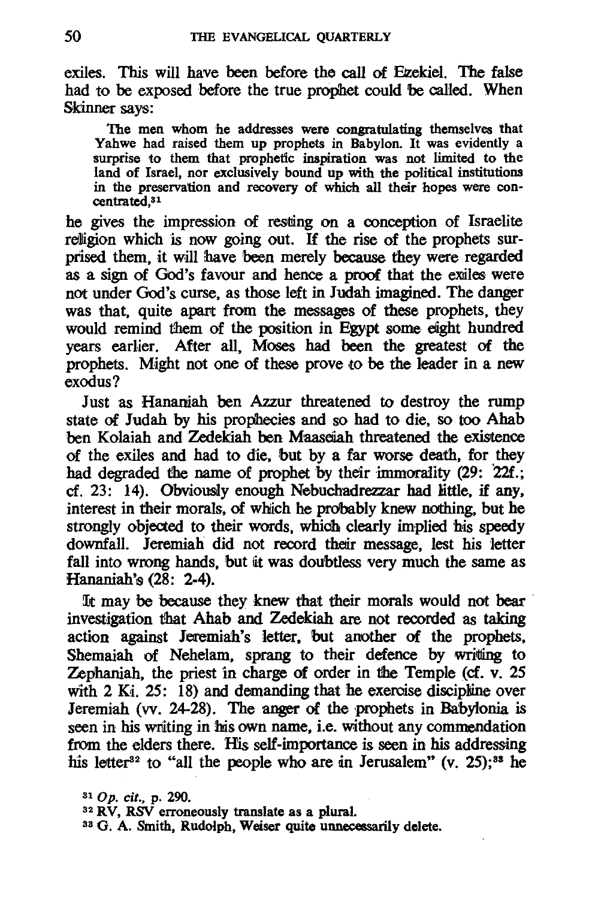exiles. This will have been before the call of Ezekiel. The false had to be exposed before the true prophet could be called. When Skinner says:

> The men whom he addresses were congratulating themselves that Yahwe had raised them up prophets in Babylon. It was evidently a surprise to them that prophetic inspiration was not limited to the land of Israel, nor exclusively bound up with the political institutions in the preservation and recovery of which all their hopes were concentrated,[31]

he gives the impression of resting on a conception of Israelite religion which is now going out. If the rise of the prophets surprised them, it will have been merely because they were regarded as a sign of God's favour and hence a proof that the exiles were not under God's curse, as those left in Judah imagined. The danger was that, quite apart from the messages of these prophets, they would remind them of the position in Egypt some eight hundred years earlier. After all, Moses had been the greatest of the prophets. Might not one of these prove to be the leader in a new exodus?

Just as Hananiah ben Azzur threatened to destroy the rump state of Judah by his prophecies and so had to die, so too Ahab ben Kolaiah and Zedekiah ben Maaseiah threatened the existence of the exiles and had to die, but by a far worse death, for they had degraded the name of prophet by their immorality (29: 22f.; cf. 23: 14). Obviously enough Nebuchadrezzar had little, if any, interest in their morals, of which he probably knew nothing, but he strongly objected to their words, which clearly implied his speedy downfall. Jeremiah did not record their message, lest his letter fall into wrong hands, but it was doubtless very much the same as Hananiah's (28: 2-4).

It may be because they knew that their morals would not bear investigation that Ahab and Zedekiah are not recorded as taking action against Jeremiah's letter, but another of the prophets, Shemaiah of Nehelam, sprang to their defence by writing to Zephaniah, the priest in charge of order in the Temple (cf. v. 25 with 2 Ki. 25: 18) and demanding that he exercise discipline over Jeremiah (vv. 24-28). The anger of the prophets in Babylonia is seen in his writing in his own name, i.e. without any commendation from the elders there. His self-importance is seen in his addressing his letter[32] to "all the people who are in Jerusalem" (v. 25);[33] he

[31] *Op. cit.*, p. 290.

[32] RV, RSV erroneously translate as a plural.

[33] G. A. Smith, Rudolph, Weiser quite unnecessarily delete.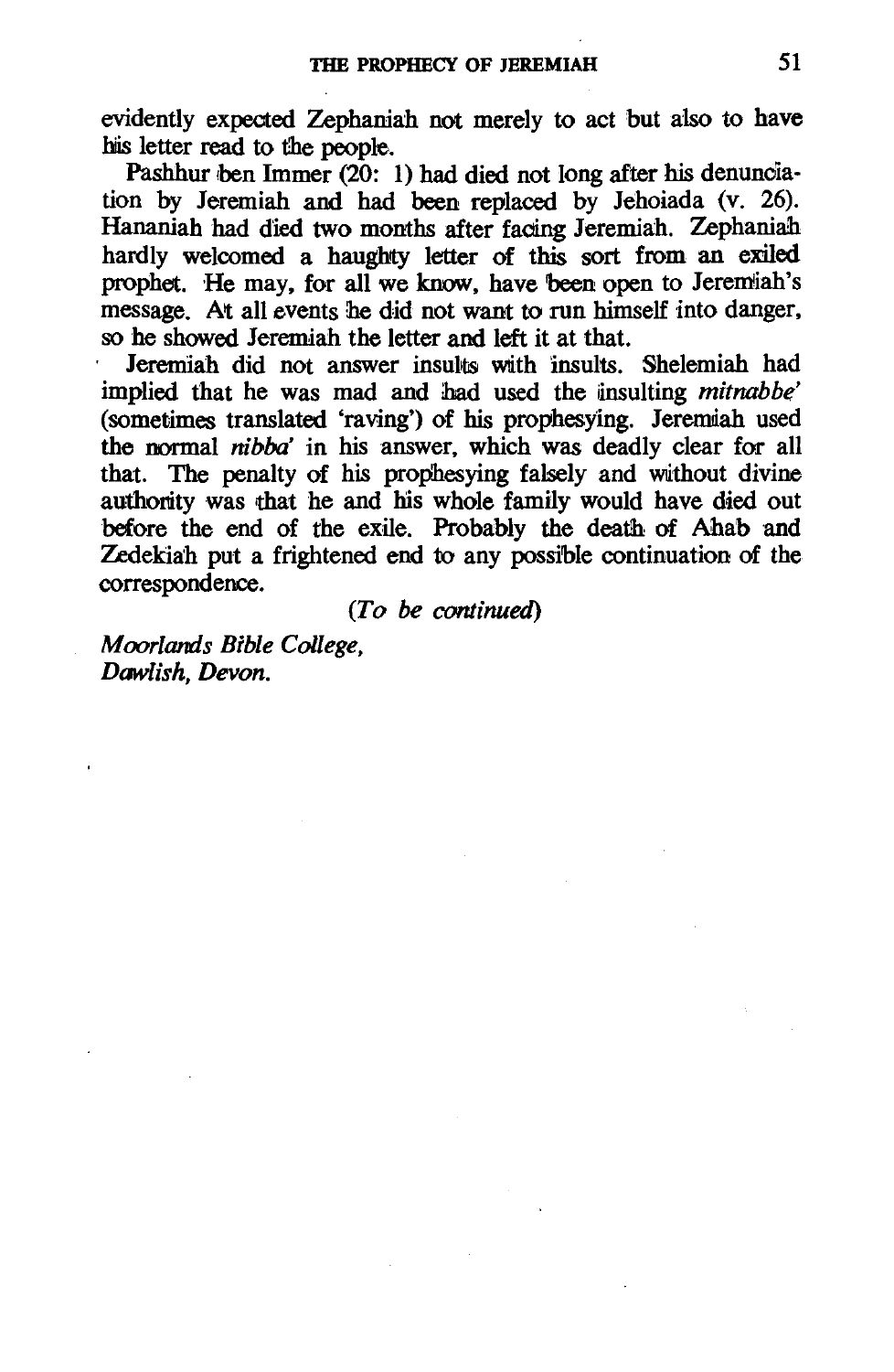evidently expected Zephaniah not merely to act but also to have his letter read to the people.

Pashhur ben Immer (20: 1) had died not long after his denunciation by Jeremiah and had been replaced by Jehoiada (v. 26). Hananiah had died two months after facing Jeremiah. Zephaniah hardly welcomed a haughty letter of this sort from an exiled prophet. He may, for all we know, have been open to Jeremiah's message. At all events he did not want to run himself into danger, so he showed Jeremiah the letter and left it at that.

Jeremiah did not answer insults with insults. Shelemiah had implied that he was mad and had used the insulting *mitnabbe'* (sometimes translated 'raving') of his prophesying. Jeremiah used the normal *nibba'* in his answer, which was deadly clear for all that. The penalty of his prophesying falsely and without divine authority was that he and his whole family would have died out before the end of the exile. Probably the death of Ahab and Zedekiah put a frightened end to any possible continuation of the correspondence.

(*To be continued*)

*Moorlands Bible College,*
*Dawlish, Devon.*